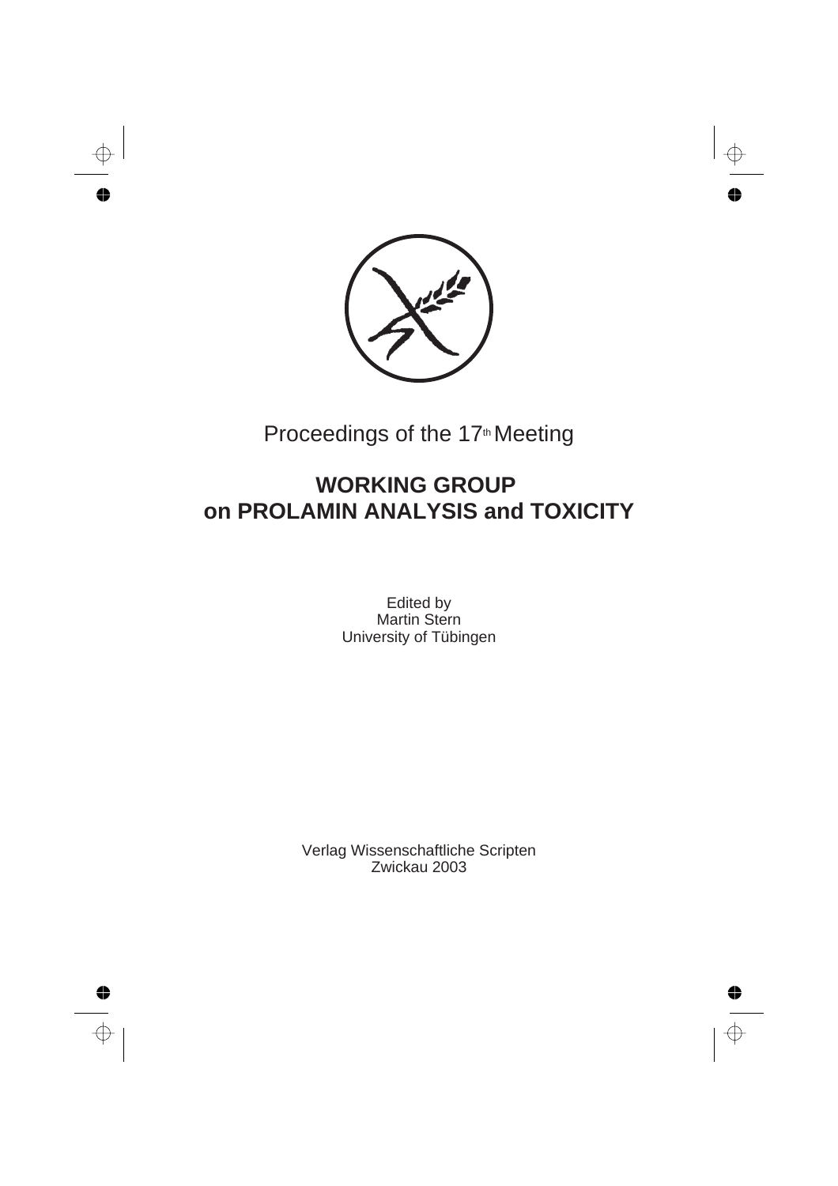Proceedings of the 17th Meeting

# WORKING GROUP on PROLAMIN ANALYSIS and TOXICITY

Edited by
Martin Stern
University of Tübingen

Verlag Wissenschaftliche Scripten
Zwickau 2003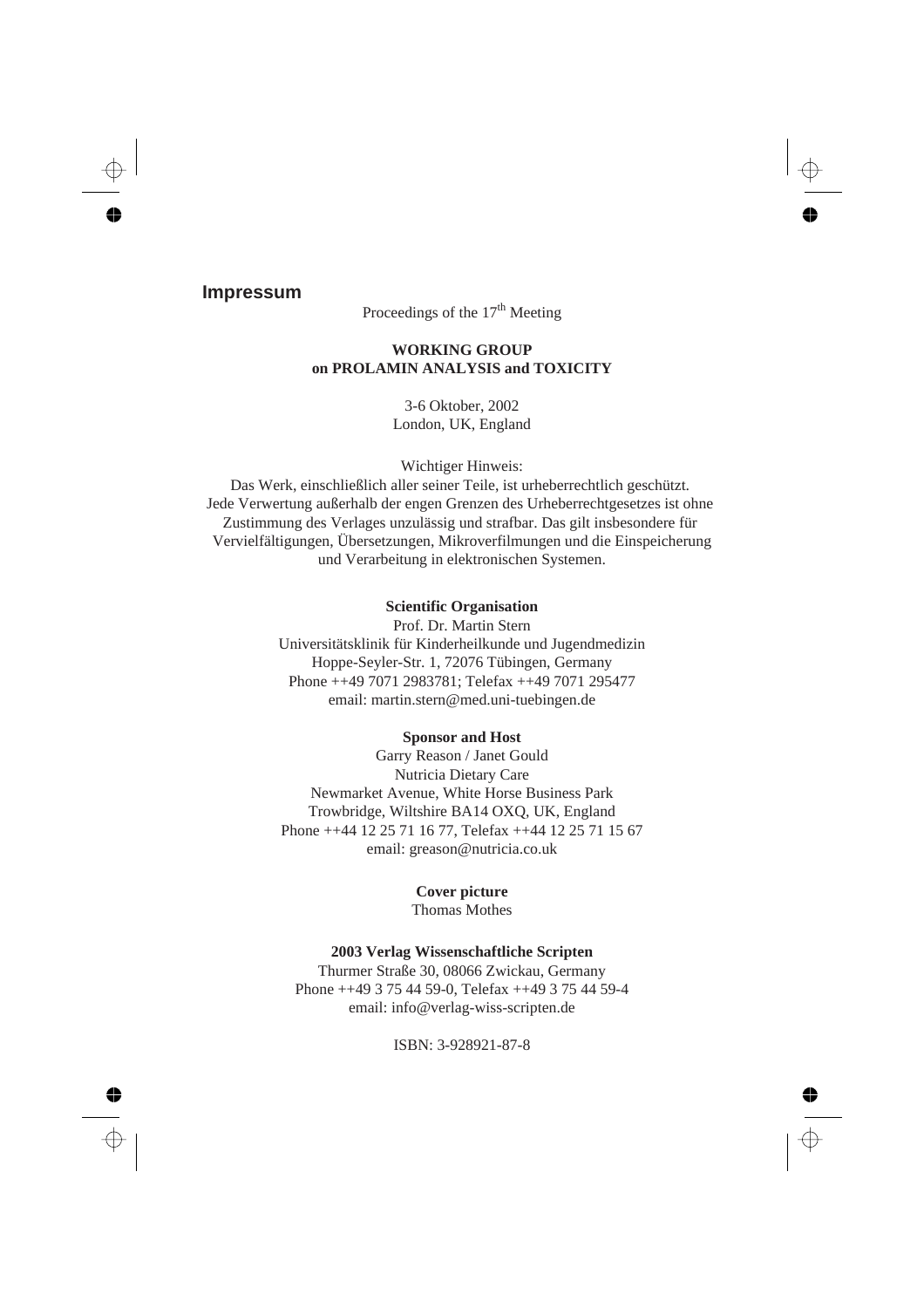## Impressum

Proceedings of the 17th Meeting

**WORKING GROUP**
**on PROLAMIN ANALYSIS and TOXICITY**

3-6 Oktober, 2002
London, UK, England

Wichtiger Hinweis:
Das Werk, einschließlich aller seiner Teile, ist urheberrechtlich geschützt. Jede Verwertung außerhalb der engen Grenzen des Urheberrechtgesetzes ist ohne Zustimmung des Verlages unzulässig und strafbar. Das gilt insbesondere für Vervielfältigungen, Übersetzungen, Mikroverfilmungen und die Einspeicherung und Verarbeitung in elektronischen Systemen.

**Scientific Organisation**
Prof. Dr. Martin Stern
Universitätsklinik für Kinderheilkunde und Jugendmedizin
Hoppe-Seyler-Str. 1, 72076 Tübingen, Germany
Phone ++49 7071 2983781; Telefax ++49 7071 295477
email: martin.stern@med.uni-tuebingen.de

**Sponsor and Host**
Garry Reason / Janet Gould
Nutricia Dietary Care
Newmarket Avenue, White Horse Business Park
Trowbridge, Wiltshire BA14 OXQ, UK, England
Phone ++44 12 25 71 16 77, Telefax ++44 12 25 71 15 67
email: greason@nutricia.co.uk

**Cover picture**
Thomas Mothes

**2003 Verlag Wissenschaftliche Scripten**
Thurmer Straße 30, 08066 Zwickau, Germany
Phone ++49 3 75 44 59-0, Telefax ++49 3 75 44 59-4
email: info@verlag-wiss-scripten.de

ISBN: 3-928921-87-8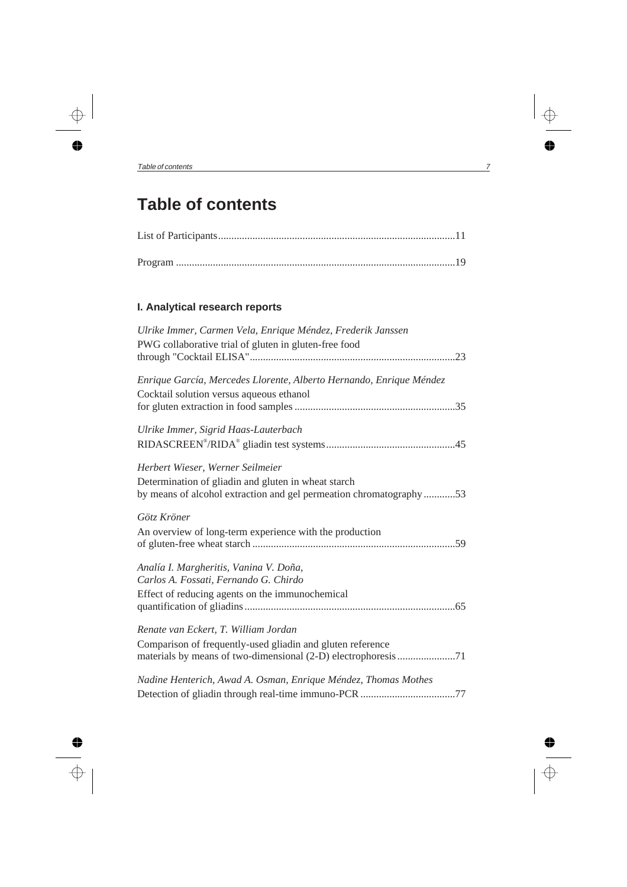# Table of contents

List of Participants .......... 11

Program .......... 19

### I. Analytical research reports

*Ulrike Immer, Carmen Vela, Enrique Méndez, Frederik Janssen*
PWG collaborative trial of gluten in gluten-free food through "Cocktail ELISA" .......... 23

*Enrique García, Mercedes Llorente, Alberto Hernando, Enrique Méndez*
Cocktail solution versus aqueous ethanol for gluten extraction in food samples .......... 35

*Ulrike Immer, Sigrid Haas-Lauterbach*
RIDASCREEN®/RIDA® gliadin test systems .......... 45

*Herbert Wieser, Werner Seilmeier*
Determination of gliadin and gluten in wheat starch by means of alcohol extraction and gel permeation chromatography .......... 53

*Götz Kröner*
An overview of long-term experience with the production of gluten-free wheat starch .......... 59

*Analía I. Margheritis, Vanina V. Doña, Carlos A. Fossati, Fernando G. Chirdo*
Effect of reducing agents on the immunochemical quantification of gliadins .......... 65

*Renate van Eckert, T. William Jordan*
Comparison of frequently-used gliadin and gluten reference materials by means of two-dimensional (2-D) electrophoresis .......... 71

*Nadine Henterich, Awad A. Osman, Enrique Méndez, Thomas Mothes*
Detection of gliadin through real-time immuno-PCR .......... 77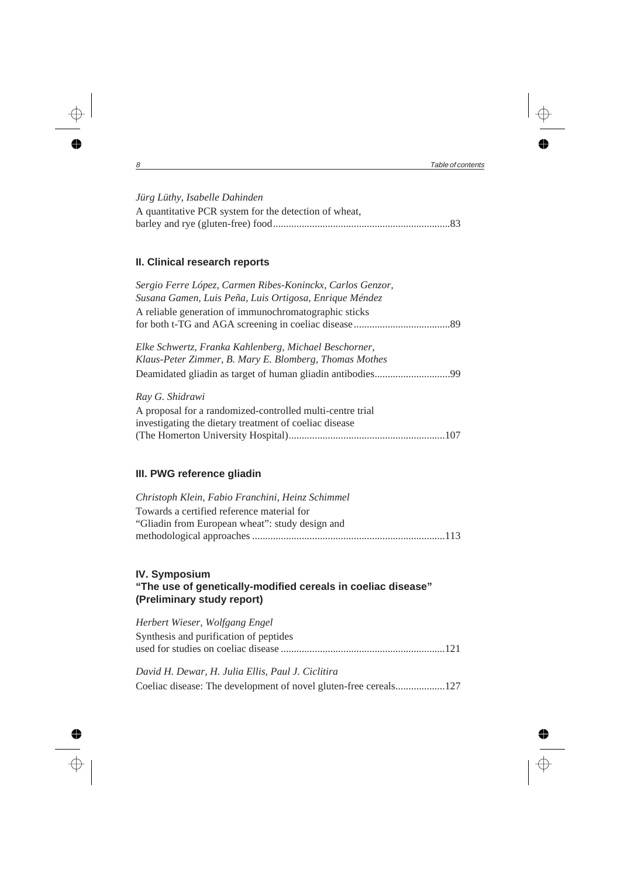*Jürg Lüthy, Isabelle Dahinden*
A quantitative PCR system for the detection of wheat, barley and rye (gluten-free) food....................................................................83

## II. Clinical research reports

*Sergio Ferre López, Carmen Ribes-Koninckx, Carlos Genzor, Susana Gamen, Luis Peña, Luis Ortigosa, Enrique Méndez*
A reliable generation of immunochromatographic sticks for both t-TG and AGA screening in coeliac disease.....................................89

*Elke Schwertz, Franka Kahlenberg, Michael Beschorner, Klaus-Peter Zimmer, B. Mary E. Blomberg, Thomas Mothes*
Deamidated gliadin as target of human gliadin antibodies.............................99

*Ray G. Shidrawi*
A proposal for a randomized-controlled multi-centre trial investigating the dietary treatment of coeliac disease (The Homerton University Hospital)...........................................................107

## III. PWG reference gliadin

*Christoph Klein, Fabio Franchini, Heinz Schimmel*
Towards a certified reference material for "Gliadin from European wheat": study design and methodological approaches .........................................................................113

## IV. Symposium "The use of genetically-modified cereals in coeliac disease" (Preliminary study report)

*Herbert Wieser, Wolfgang Engel*
Synthesis and purification of peptides used for studies on coeliac disease ..............................................................121

*David H. Dewar, H. Julia Ellis, Paul J. Ciclitira*
Coeliac disease: The development of novel gluten-free cereals...................127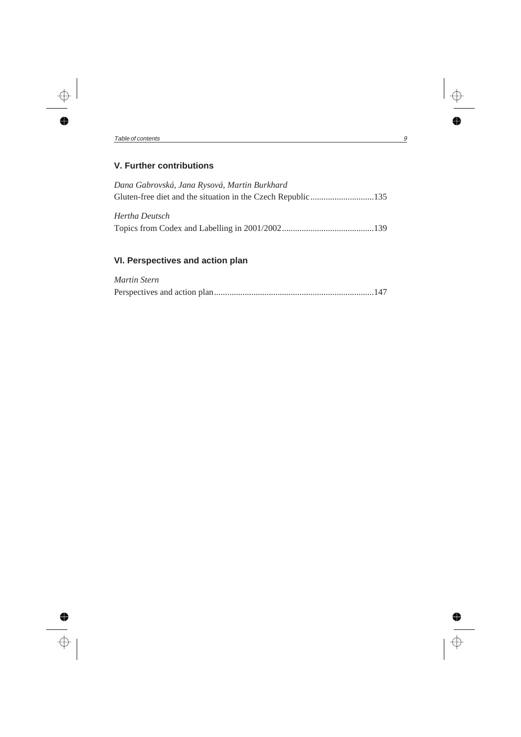## V. Further contributions

*Dana Gabrovská, Jana Rysová, Martin Burkhard*
Gluten-free diet and the situation in the Czech Republic.............................135

*Hertha Deutsch*
Topics from Codex and Labelling in 2001/2002..........................................139

## VI. Perspectives and action plan

*Martin Stern*
Perspectives and action plan.........................................................................147